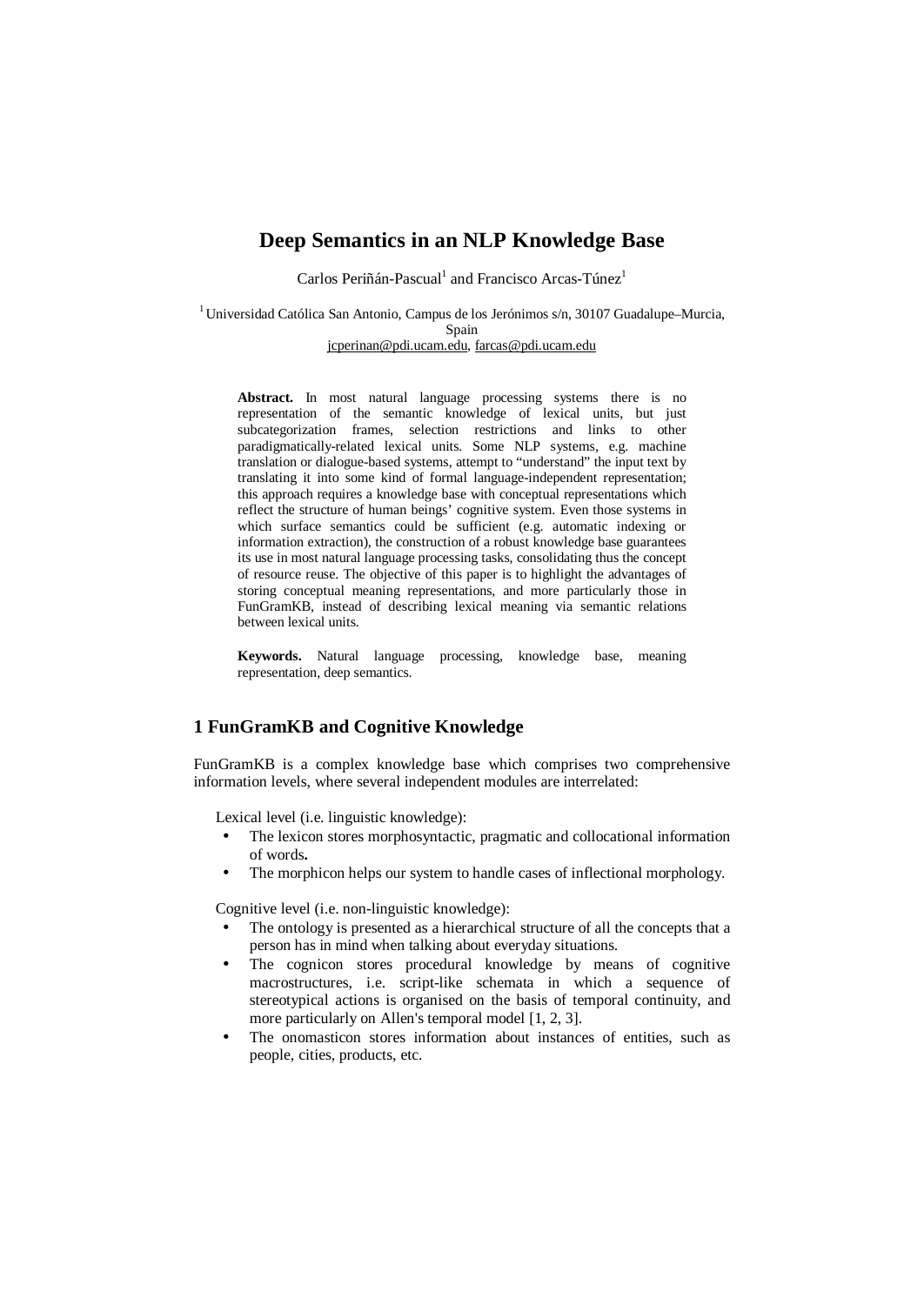# Deep Semantics in an NLP Knowledge Base

Carlos Periñán-Pascual[1] and Francisco Arcas-Túnez[1]

[1] Universidad Católica San Antonio, Campus de los Jerónimos s/n, 30107 Guadalupe–Murcia, Spain
jcperinan@pdi.ucam.edu, farcas@pdi.ucam.edu

**Abstract.** In most natural language processing systems there is no representation of the semantic knowledge of lexical units, but just subcategorization frames, selection restrictions and links to other paradigmatically-related lexical units. Some NLP systems, e.g. machine translation or dialogue-based systems, attempt to "understand" the input text by translating it into some kind of formal language-independent representation; this approach requires a knowledge base with conceptual representations which reflect the structure of human beings' cognitive system. Even those systems in which surface semantics could be sufficient (e.g. automatic indexing or information extraction), the construction of a robust knowledge base guarantees its use in most natural language processing tasks, consolidating thus the concept of resource reuse. The objective of this paper is to highlight the advantages of storing conceptual meaning representations, and more particularly those in FunGramKB, instead of describing lexical meaning via semantic relations between lexical units.

**Keywords.** Natural language processing, knowledge base, meaning representation, deep semantics.

## 1 FunGramKB and Cognitive Knowledge

FunGramKB is a complex knowledge base which comprises two comprehensive information levels, where several independent modules are interrelated:

Lexical level (i.e. linguistic knowledge):

- The lexicon stores morphosyntactic, pragmatic and collocational information of words**.**
- The morphicon helps our system to handle cases of inflectional morphology.

Cognitive level (i.e. non-linguistic knowledge):

- The ontology is presented as a hierarchical structure of all the concepts that a person has in mind when talking about everyday situations.
- The cognicon stores procedural knowledge by means of cognitive macrostructures, i.e. script-like schemata in which a sequence of stereotypical actions is organised on the basis of temporal continuity, and more particularly on Allen's temporal model [1, 2, 3].
- The onomasticon stores information about instances of entities, such as people, cities, products, etc.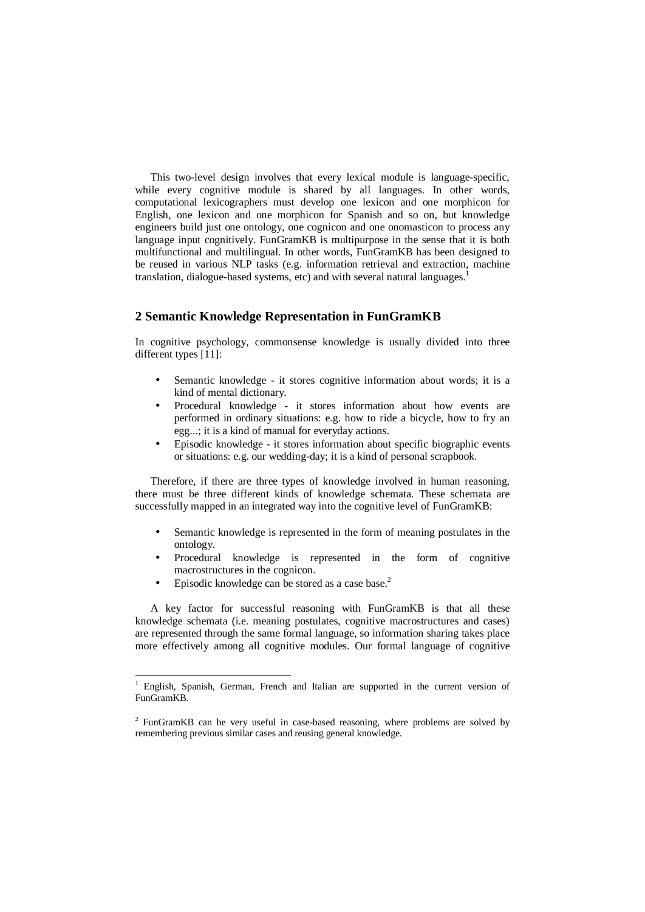This two-level design involves that every lexical module is language-specific, while every cognitive module is shared by all languages. In other words, computational lexicographers must develop one lexicon and one morphicon for English, one lexicon and one morphicon for Spanish and so on, but knowledge engineers build just one ontology, one cognicon and one onomasticon to process any language input cognitively. FunGramKB is multipurpose in the sense that it is both multifunctional and multilingual. In other words, FunGramKB has been designed to be reused in various NLP tasks (e.g. information retrieval and extraction, machine translation, dialogue-based systems, etc) and with several natural languages.[1]

## 2 Semantic Knowledge Representation in FunGramKB

In cognitive psychology, commonsense knowledge is usually divided into three different types [11]:

- Semantic knowledge - it stores cognitive information about words; it is a kind of mental dictionary.
- Procedural knowledge - it stores information about how events are performed in ordinary situations: e.g. how to ride a bicycle, how to fry an egg...; it is a kind of manual for everyday actions.
- Episodic knowledge - it stores information about specific biographic events or situations: e.g. our wedding-day; it is a kind of personal scrapbook.

Therefore, if there are three types of knowledge involved in human reasoning, there must be three different kinds of knowledge schemata. These schemata are successfully mapped in an integrated way into the cognitive level of FunGramKB:

- Semantic knowledge is represented in the form of meaning postulates in the ontology.
- Procedural knowledge is represented in the form of cognitive macrostructures in the cognicon.
- Episodic knowledge can be stored as a case base.[2]

A key factor for successful reasoning with FunGramKB is that all these knowledge schemata (i.e. meaning postulates, cognitive macrostructures and cases) are represented through the same formal language, so information sharing takes place more effectively among all cognitive modules. Our formal language of cognitive

---

[1] English, Spanish, German, French and Italian are supported in the current version of FunGramKB.

[2] FunGramKB can be very useful in case-based reasoning, where problems are solved by remembering previous similar cases and reusing general knowledge.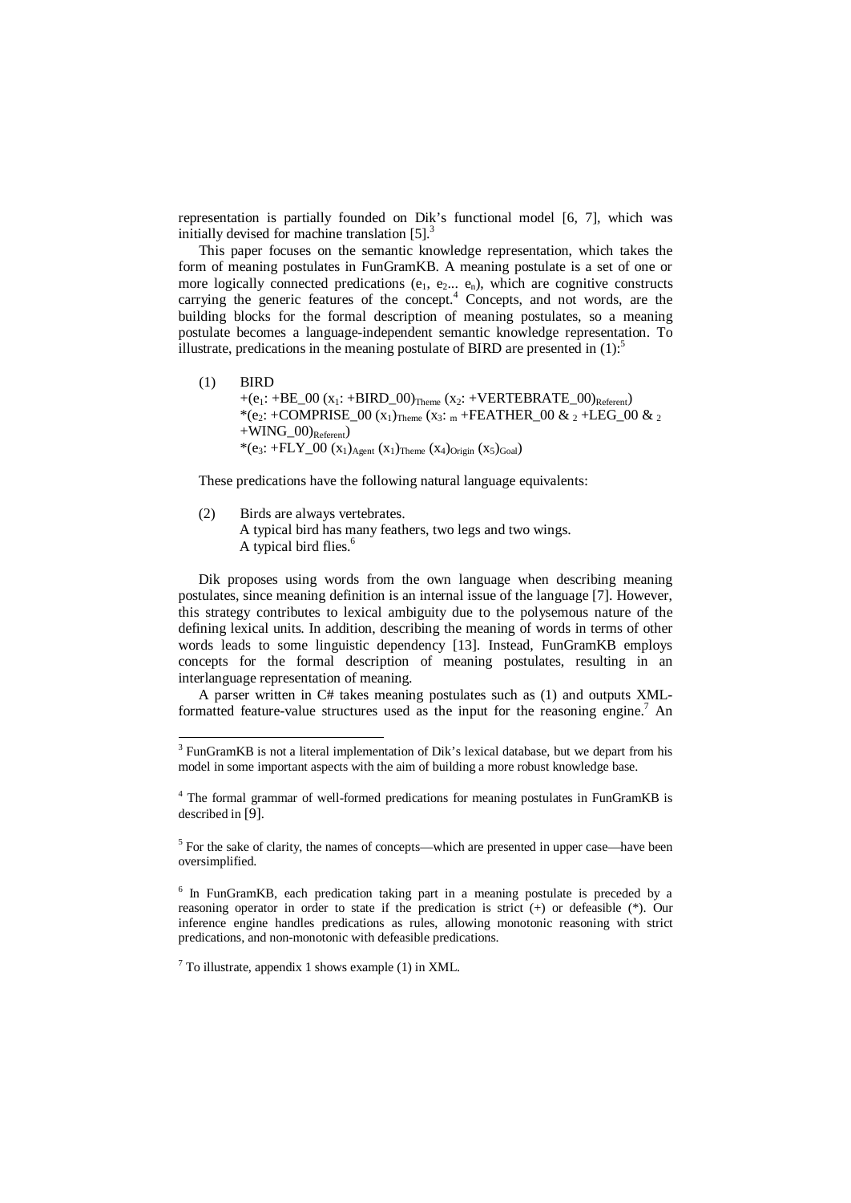representation is partially founded on Dik's functional model [6, 7], which was initially devised for machine translation [5].[3]

This paper focuses on the semantic knowledge representation, which takes the form of meaning postulates in FunGramKB. A meaning postulate is a set of one or more logically connected predications ($e_1$, $e_2$... $e_n$), which are cognitive constructs carrying the generic features of the concept.[4] Concepts, and not words, are the building blocks for the formal description of meaning postulates, so a meaning postulate becomes a language-independent semantic knowledge representation. To illustrate, predications in the meaning postulate of BIRD are presented in (1):[5]

(1) BIRD
+($e_1$: +BE_00 ($x_1$: +BIRD_00)$_{Theme}$ ($x_2$: +VERTEBRATE_00)$_{Referent}$)
*($e_2$: +COMPRISE_00 ($x_1$)$_{Theme}$ ($x_3$: $_m$ +FEATHER_00 & $_2$ +LEG_00 & $_2$ +WING_00)$_{Referent}$)
*($e_3$: +FLY_00 ($x_1$)$_{Agent}$ ($x_1$)$_{Theme}$ ($x_4$)$_{Origin}$ ($x_5$)$_{Goal}$)

These predications have the following natural language equivalents:

(2) Birds are always vertebrates.
A typical bird has many feathers, two legs and two wings.
A typical bird flies.[6]

Dik proposes using words from the own language when describing meaning postulates, since meaning definition is an internal issue of the language [7]. However, this strategy contributes to lexical ambiguity due to the polysemous nature of the defining lexical units. In addition, describing the meaning of words in terms of other words leads to some linguistic dependency [13]. Instead, FunGramKB employs concepts for the formal description of meaning postulates, resulting in an interlanguage representation of meaning.

A parser written in C# takes meaning postulates such as (1) and outputs XML-formatted feature-value structures used as the input for the reasoning engine.[7] An

---

[3] FunGramKB is not a literal implementation of Dik's lexical database, but we depart from his model in some important aspects with the aim of building a more robust knowledge base.

[4] The formal grammar of well-formed predications for meaning postulates in FunGramKB is described in [9].

[5] For the sake of clarity, the names of concepts—which are presented in upper case—have been oversimplified.

[6] In FunGramKB, each predication taking part in a meaning postulate is preceded by a reasoning operator in order to state if the predication is strict (+) or defeasible (*). Our inference engine handles predications as rules, allowing monotonic reasoning with strict predications, and non-monotonic with defeasible predications.

[7] To illustrate, appendix 1 shows example (1) in XML.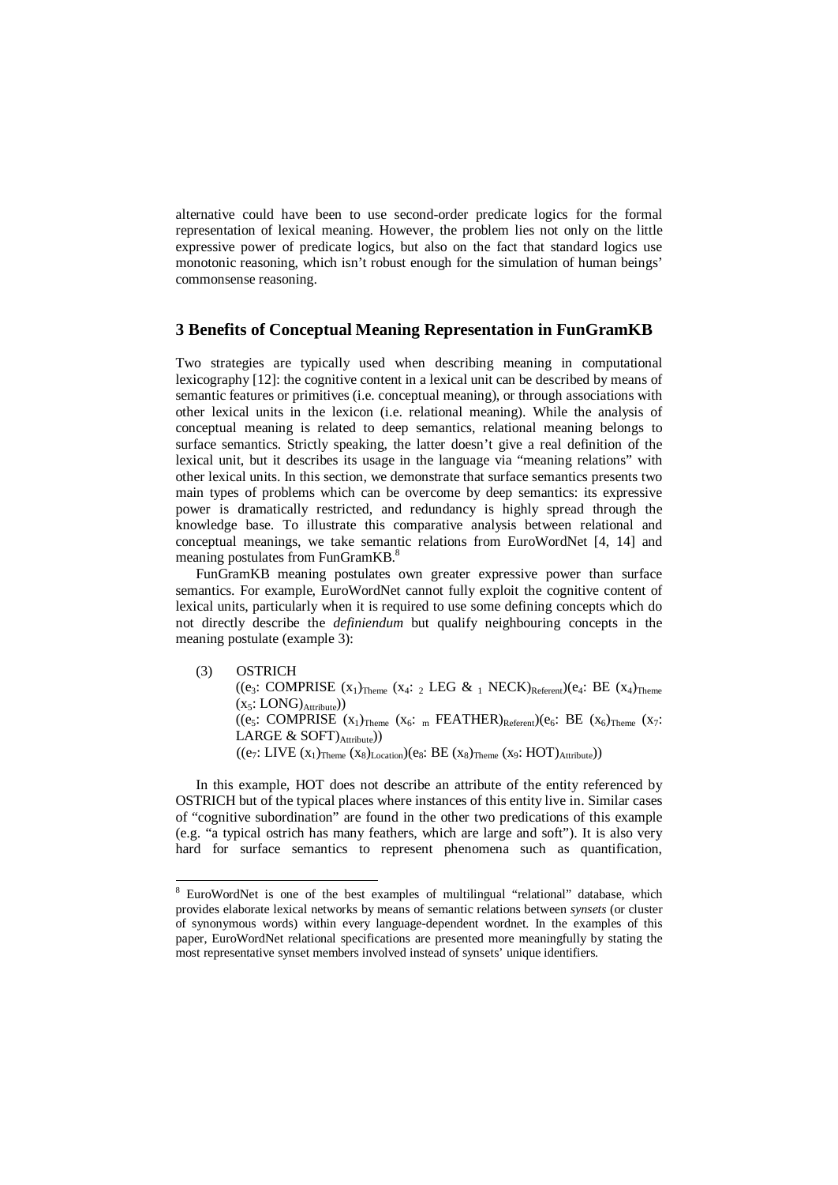alternative could have been to use second-order predicate logics for the formal representation of lexical meaning. However, the problem lies not only on the little expressive power of predicate logics, but also on the fact that standard logics use monotonic reasoning, which isn't robust enough for the simulation of human beings' commonsense reasoning.

## 3 Benefits of Conceptual Meaning Representation in FunGramKB

Two strategies are typically used when describing meaning in computational lexicography [12]: the cognitive content in a lexical unit can be described by means of semantic features or primitives (i.e. conceptual meaning), or through associations with other lexical units in the lexicon (i.e. relational meaning). While the analysis of conceptual meaning is related to deep semantics, relational meaning belongs to surface semantics. Strictly speaking, the latter doesn't give a real definition of the lexical unit, but it describes its usage in the language via "meaning relations" with other lexical units. In this section, we demonstrate that surface semantics presents two main types of problems which can be overcome by deep semantics: its expressive power is dramatically restricted, and redundancy is highly spread through the knowledge base. To illustrate this comparative analysis between relational and conceptual meanings, we take semantic relations from EuroWordNet [4, 14] and meaning postulates from FunGramKB.[8]

FunGramKB meaning postulates own greater expressive power than surface semantics. For example, EuroWordNet cannot fully exploit the cognitive content of lexical units, particularly when it is required to use some defining concepts which do not directly describe the *definiendum* but qualify neighbouring concepts in the meaning postulate (example 3):

(3) OSTRICH
$((e_3\text{: COMPRISE } (x_1)_{Theme}\ (x_4\text{: }_2\text{ LEG \& }_1\text{ NECK})_{Referent})(e_4\text{: BE } (x_4)_{Theme}\ (x_5\text{: LONG})_{Attribute}))$
$((e_5\text{: COMPRISE } (x_1)_{Theme}\ (x_6\text{: }_m\text{ FEATHER})_{Referent})(e_6\text{: BE } (x_6)_{Theme}\ (x_7\text{: LARGE \& SOFT})_{Attribute}))$
$((e_7\text{: LIVE } (x_1)_{Theme}\ (x_8)_{Location})(e_8\text{: BE } (x_8)_{Theme}\ (x_9\text{: HOT})_{Attribute}))$

In this example, HOT does not describe an attribute of the entity referenced by OSTRICH but of the typical places where instances of this entity live in. Similar cases of "cognitive subordination" are found in the other two predications of this example (e.g. "a typical ostrich has many feathers, which are large and soft"). It is also very hard for surface semantics to represent phenomena such as quantification,

---

[8] EuroWordNet is one of the best examples of multilingual "relational" database, which provides elaborate lexical networks by means of semantic relations between *synsets* (or cluster of synonymous words) within every language-dependent wordnet. In the examples of this paper, EuroWordNet relational specifications are presented more meaningfully by stating the most representative synset members involved instead of synsets' unique identifiers.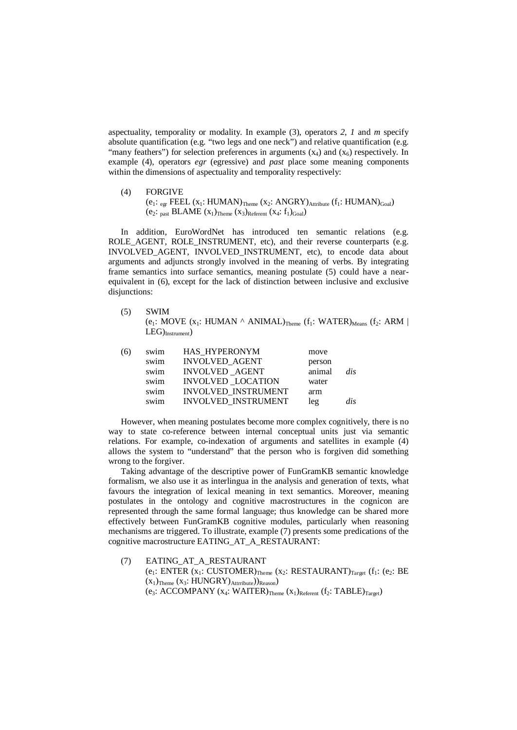aspectuality, temporality or modality. In example (3), operators *2*, *1* and *m* specify absolute quantification (e.g. "two legs and one neck") and relative quantification (e.g. "many feathers") for selection preferences in arguments ($x_4$) and ($x_6$) respectively. In example (4), operators *egr* (egressive) and *past* place some meaning components within the dimensions of aspectuality and temporality respectively:

(4) FORGIVE
($e_1$: $_{egr}$ FEEL ($x_1$: HUMAN)$_{Theme}$ ($x_2$: ANGRY)$_{Attribute}$ ($f_1$: HUMAN)$_{Goal}$)
($e_2$: $_{past}$ BLAME ($x_1$)$_{Theme}$ ($x_3$)$_{Referent}$ ($x_4$: $f_1$)$_{Goal}$)

In addition, EuroWordNet has introduced ten semantic relations (e.g. ROLE_AGENT, ROLE_INSTRUMENT, etc), and their reverse counterparts (e.g. INVOLVED_AGENT, INVOLVED_INSTRUMENT, etc), to encode data about arguments and adjuncts strongly involved in the meaning of verbs. By integrating frame semantics into surface semantics, meaning postulate (5) could have a near-equivalent in (6), except for the lack of distinction between inclusive and exclusive disjunctions:

(5) SWIM
($e_1$: MOVE ($x_1$: HUMAN ^ ANIMAL)$_{Theme}$ ($f_1$: WATER)$_{Means}$ ($f_2$: ARM | LEG)$_{Instrument}$)

(6)

| | | | |
|---|---|---|---|
| swim | HAS_HYPERONYM | move | |
| swim | INVOLVED_AGENT | person | |
| swim | INVOLVED _AGENT | animal | *dis* |
| swim | INVOLVED _LOCATION | water | |
| swim | INVOLVED_INSTRUMENT | arm | |
| swim | INVOLVED_INSTRUMENT | leg | *dis* |

However, when meaning postulates become more complex cognitively, there is no way to state co-reference between internal conceptual units just via semantic relations. For example, co-indexation of arguments and satellites in example (4) allows the system to "understand" that the person who is forgiven did something wrong to the forgiver.

Taking advantage of the descriptive power of FunGramKB semantic knowledge formalism, we also use it as interlingua in the analysis and generation of texts, what favours the integration of lexical meaning in text semantics. Moreover, meaning postulates in the ontology and cognitive macrostructures in the cognicon are represented through the same formal language; thus knowledge can be shared more effectively between FunGramKB cognitive modules, particularly when reasoning mechanisms are triggered. To illustrate, example (7) presents some predications of the cognitive macrostructure EATING_AT_A_RESTAURANT:

(7) EATING_AT_A_RESTAURANT
($e_1$: ENTER ($x_1$: CUSTOMER)$_{Theme}$ ($x_2$: RESTAURANT)$_{Target}$ ($f_1$: ($e_2$: BE ($x_1$)$_{Theme}$ ($x_3$: HUNGRY)$_{Attrribute}$))$_{Reason}$)
($e_3$: ACCOMPANY ($x_4$: WAITER)$_{Theme}$ ($x_1$)$_{Referent}$ ($f_2$: TABLE)$_{Target}$)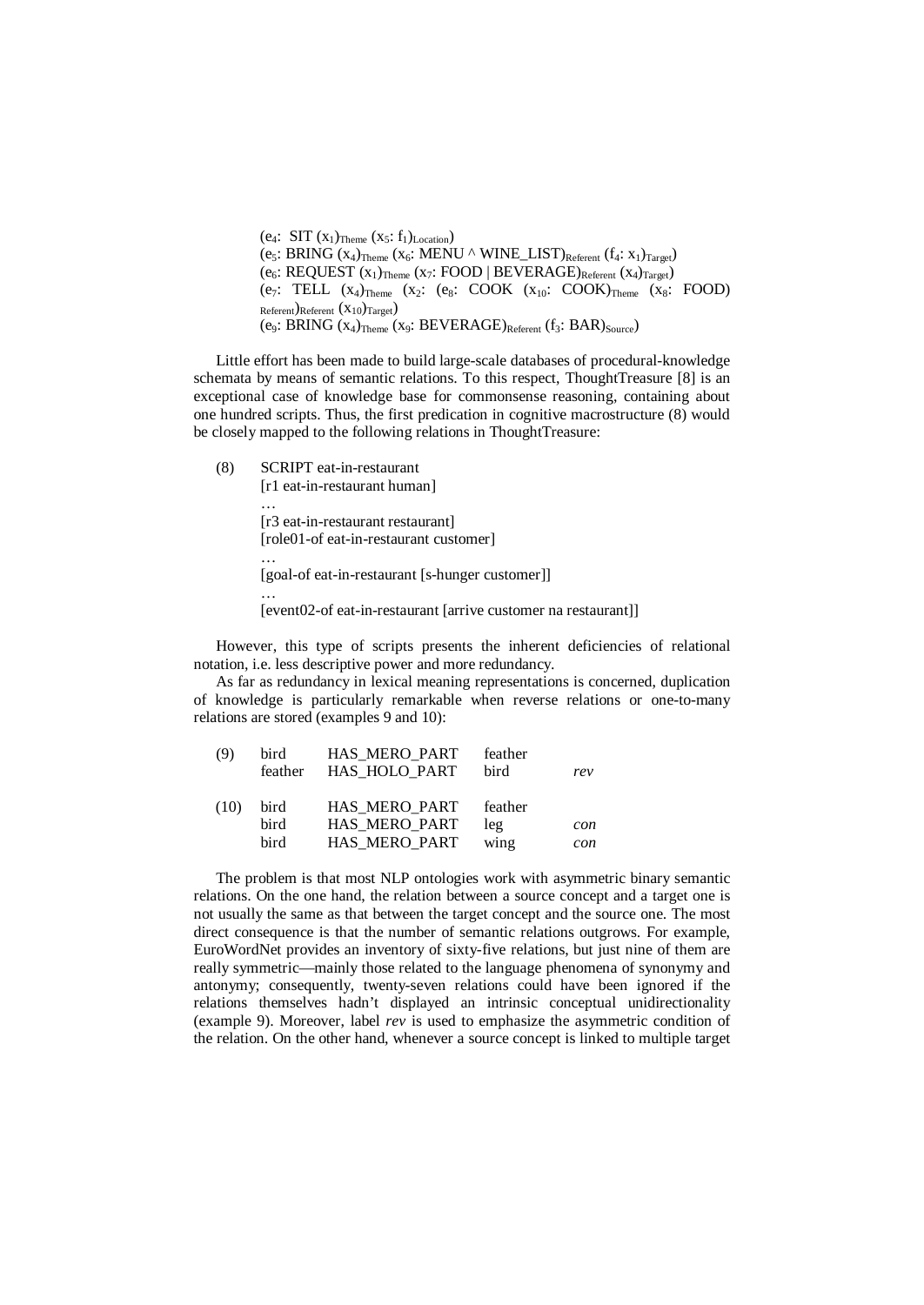($e_4$: SIT $(x_1)_{Theme}$ $(x_5$: $f_1)_{Location}$)
($e_5$: BRING $(x_4)_{Theme}$ $(x_6$: MENU ^ WINE_LIST$)_{Referent}$ $(f_4$: $x_1)_{Target}$)
($e_6$: REQUEST $(x_1)_{Theme}$ $(x_7$: FOOD | BEVERAGE$)_{Referent}$ $(x_4)_{Target}$)
($e_7$: TELL $(x_4)_{Theme}$ ($x_2$: ($e_8$: COOK $(x_{10}$: COOK$)_{Theme}$ $(x_8$: FOOD$)_{Referent}$$)_{Referent}$ $(x_{10})_{Target}$)
($e_9$: BRING $(x_4)_{Theme}$ $(x_9$: BEVERAGE$)_{Referent}$ $(f_3$: BAR$)_{Source}$)

Little effort has been made to build large-scale databases of procedural-knowledge schemata by means of semantic relations. To this respect, ThoughtTreasure [8] is an exceptional case of knowledge base for commonsense reasoning, containing about one hundred scripts. Thus, the first predication in cognitive macrostructure (8) would be closely mapped to the following relations in ThoughtTreasure:

(8) SCRIPT eat-in-restaurant
[r1 eat-in-restaurant human]
…
[r3 eat-in-restaurant restaurant]
[role01-of eat-in-restaurant customer]
…
[goal-of eat-in-restaurant [s-hunger customer]]
…
[event02-of eat-in-restaurant [arrive customer na restaurant]]

However, this type of scripts presents the inherent deficiencies of relational notation, i.e. less descriptive power and more redundancy.

As far as redundancy in lexical meaning representations is concerned, duplication of knowledge is particularly remarkable when reverse relations or one-to-many relations are stored (examples 9 and 10):

| | | | | |
|---|---|---|---|---|
| (9) | bird | HAS_MERO_PART | feather | |
| | feather | HAS_HOLO_PART | bird | *rev* |
| (10) | bird | HAS_MERO_PART | feather | |
| | bird | HAS_MERO_PART | leg | *con* |
| | bird | HAS_MERO_PART | wing | *con* |

The problem is that most NLP ontologies work with asymmetric binary semantic relations. On the one hand, the relation between a source concept and a target one is not usually the same as that between the target concept and the source one. The most direct consequence is that the number of semantic relations outgrows. For example, EuroWordNet provides an inventory of sixty-five relations, but just nine of them are really symmetric—mainly those related to the language phenomena of synonymy and antonymy; consequently, twenty-seven relations could have been ignored if the relations themselves hadn't displayed an intrinsic conceptual unidirectionality (example 9). Moreover, label *rev* is used to emphasize the asymmetric condition of the relation. On the other hand, whenever a source concept is linked to multiple target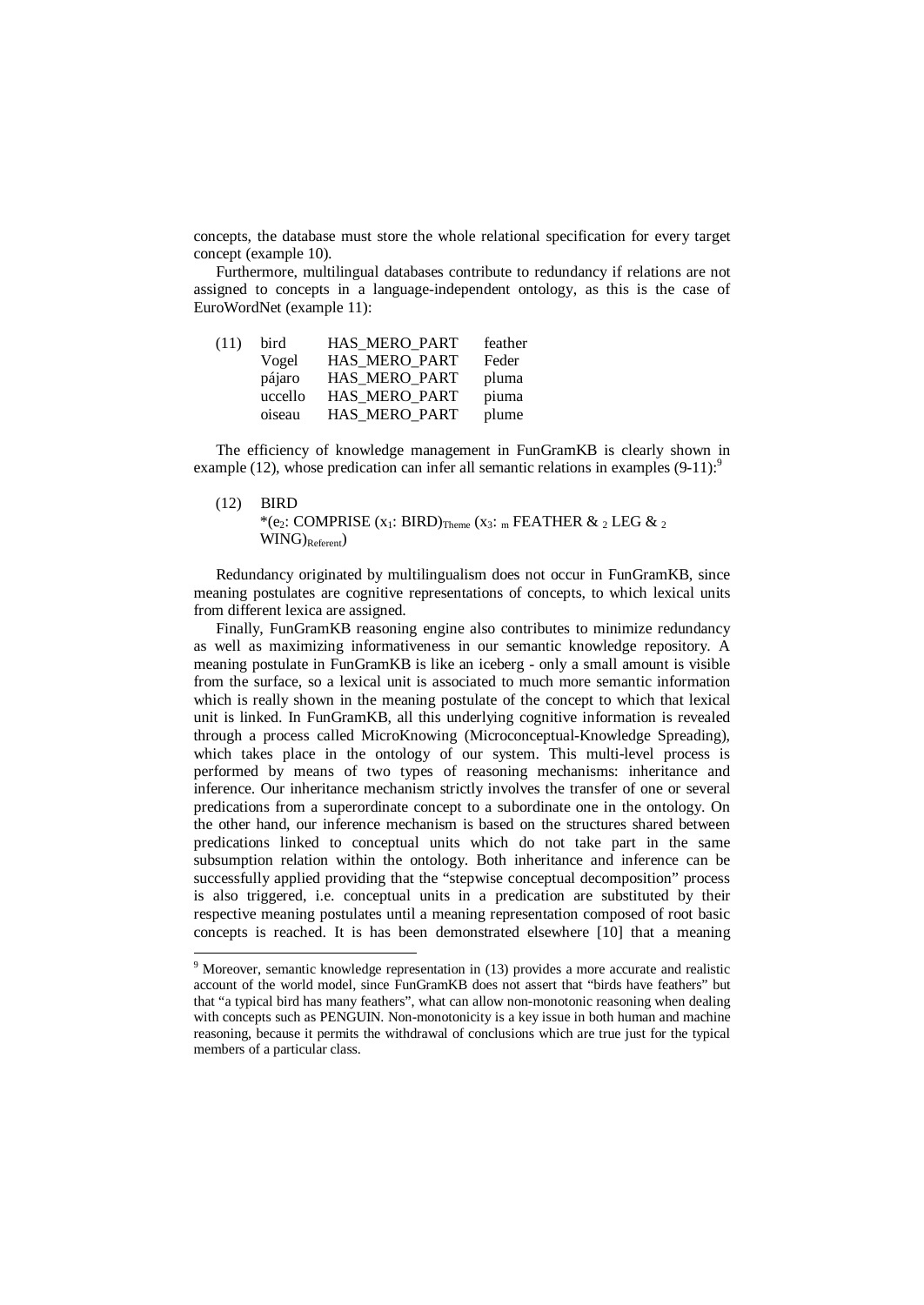concepts, the database must store the whole relational specification for every target concept (example 10).

Furthermore, multilingual databases contribute to redundancy if relations are not assigned to concepts in a language-independent ontology, as this is the case of EuroWordNet (example 11):

(11)

| | | |
|---|---|---|
| bird | HAS_MERO_PART | feather |
| Vogel | HAS_MERO_PART | Feder |
| pájaro | HAS_MERO_PART | pluma |
| uccello | HAS_MERO_PART | piuma |
| oiseau | HAS_MERO_PART | plume |

The efficiency of knowledge management in FunGramKB is clearly shown in example (12), whose predication can infer all semantic relations in examples (9-11):[9]

(12) BIRD
*($e_2$: COMPRISE ($x_1$: BIRD)$_{Theme}$ ($x_3$: $_m$ FEATHER & $_2$ LEG & $_2$ WING)$_{Referent}$)

Redundancy originated by multilingualism does not occur in FunGramKB, since meaning postulates are cognitive representations of concepts, to which lexical units from different lexica are assigned.

Finally, FunGramKB reasoning engine also contributes to minimize redundancy as well as maximizing informativeness in our semantic knowledge repository. A meaning postulate in FunGramKB is like an iceberg - only a small amount is visible from the surface, so a lexical unit is associated to much more semantic information which is really shown in the meaning postulate of the concept to which that lexical unit is linked. In FunGramKB, all this underlying cognitive information is revealed through a process called MicroKnowing (Microconceptual-Knowledge Spreading), which takes place in the ontology of our system. This multi-level process is performed by means of two types of reasoning mechanisms: inheritance and inference. Our inheritance mechanism strictly involves the transfer of one or several predications from a superordinate concept to a subordinate one in the ontology. On the other hand, our inference mechanism is based on the structures shared between predications linked to conceptual units which do not take part in the same subsumption relation within the ontology. Both inheritance and inference can be successfully applied providing that the "stepwise conceptual decomposition" process is also triggered, i.e. conceptual units in a predication are substituted by their respective meaning postulates until a meaning representation composed of root basic concepts is reached. It is has been demonstrated elsewhere [10] that a meaning

[9] Moreover, semantic knowledge representation in (13) provides a more accurate and realistic account of the world model, since FunGramKB does not assert that "birds have feathers" but that "a typical bird has many feathers", what can allow non-monotonic reasoning when dealing with concepts such as PENGUIN. Non-monotonicity is a key issue in both human and machine reasoning, because it permits the withdrawal of conclusions which are true just for the typical members of a particular class.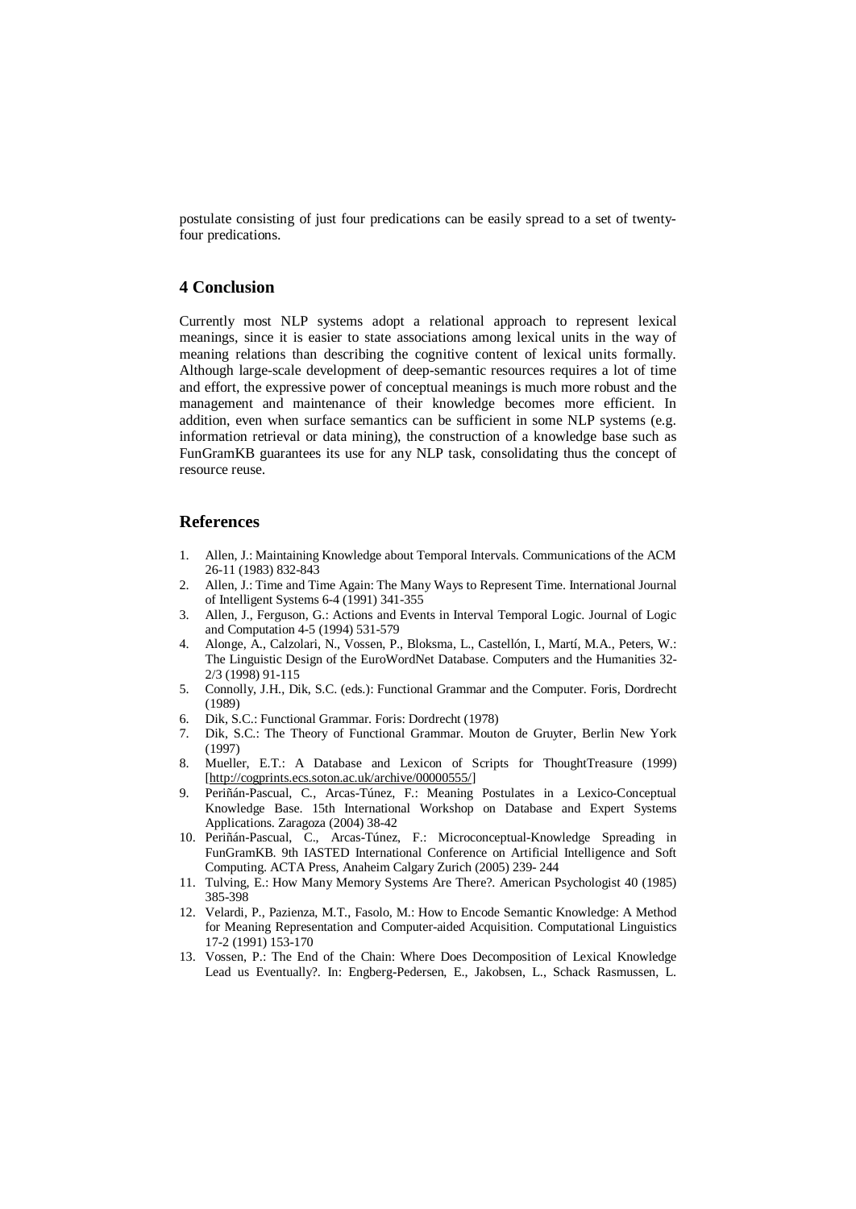postulate consisting of just four predications can be easily spread to a set of twenty-four predications.

## 4 Conclusion

Currently most NLP systems adopt a relational approach to represent lexical meanings, since it is easier to state associations among lexical units in the way of meaning relations than describing the cognitive content of lexical units formally. Although large-scale development of deep-semantic resources requires a lot of time and effort, the expressive power of conceptual meanings is much more robust and the management and maintenance of their knowledge becomes more efficient. In addition, even when surface semantics can be sufficient in some NLP systems (e.g. information retrieval or data mining), the construction of a knowledge base such as FunGramKB guarantees its use for any NLP task, consolidating thus the concept of resource reuse.

## References

1. Allen, J.: Maintaining Knowledge about Temporal Intervals. Communications of the ACM 26-11 (1983) 832-843
2. Allen, J.: Time and Time Again: The Many Ways to Represent Time. International Journal of Intelligent Systems 6-4 (1991) 341-355
3. Allen, J., Ferguson, G.: Actions and Events in Interval Temporal Logic. Journal of Logic and Computation 4-5 (1994) 531-579
4. Alonge, A., Calzolari, N., Vossen, P., Bloksma, L., Castellón, I., Martí, M.A., Peters, W.: The Linguistic Design of the EuroWordNet Database. Computers and the Humanities 32-2/3 (1998) 91-115
5. Connolly, J.H., Dik, S.C. (eds.): Functional Grammar and the Computer. Foris, Dordrecht (1989)
6. Dik, S.C.: Functional Grammar. Foris: Dordrecht (1978)
7. Dik, S.C.: The Theory of Functional Grammar. Mouton de Gruyter, Berlin New York (1997)
8. Mueller, E.T.: A Database and Lexicon of Scripts for ThoughtTreasure (1999) [http://cogprints.ecs.soton.ac.uk/archive/00000555/]
9. Periñán-Pascual, C., Arcas-Túnez, F.: Meaning Postulates in a Lexico-Conceptual Knowledge Base. 15th International Workshop on Database and Expert Systems Applications. Zaragoza (2004) 38-42
10. Periñán-Pascual, C., Arcas-Túnez, F.: Microconceptual-Knowledge Spreading in FunGramKB. 9th IASTED International Conference on Artificial Intelligence and Soft Computing. ACTA Press, Anaheim Calgary Zurich (2005) 239- 244
11. Tulving, E.: How Many Memory Systems Are There?. American Psychologist 40 (1985) 385-398
12. Velardi, P., Pazienza, M.T., Fasolo, M.: How to Encode Semantic Knowledge: A Method for Meaning Representation and Computer-aided Acquisition. Computational Linguistics 17-2 (1991) 153-170
13. Vossen, P.: The End of the Chain: Where Does Decomposition of Lexical Knowledge Lead us Eventually?. In: Engberg-Pedersen, E., Jakobsen, L., Schack Rasmussen, L.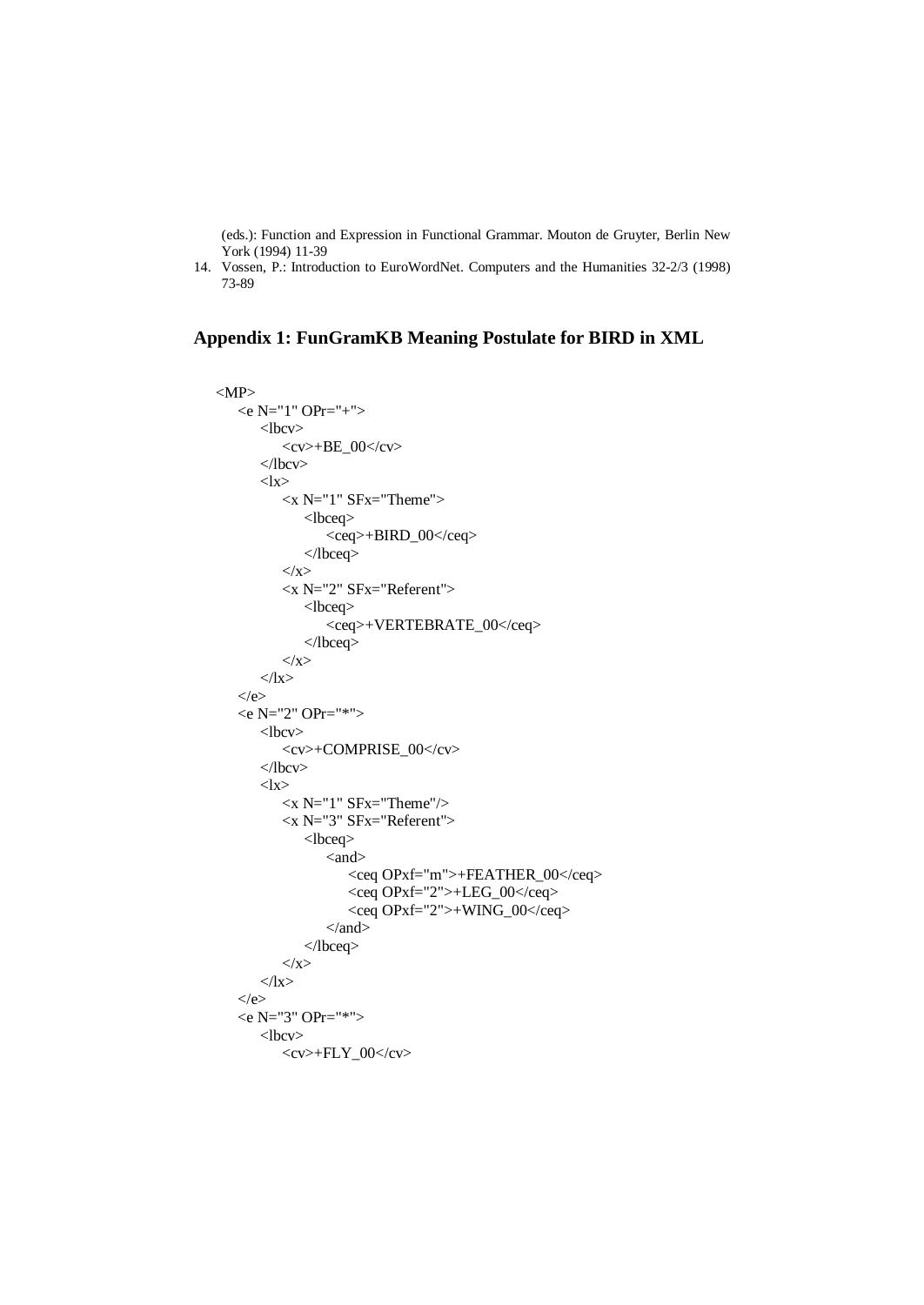(eds.): Function and Expression in Functional Grammar. Mouton de Gruyter, Berlin New York (1994) 11-39

14. Vossen, P.: Introduction to EuroWordNet. Computers and the Humanities 32-2/3 (1998) 73-89

## Appendix 1: FunGramKB Meaning Postulate for BIRD in XML

```
<MP>
    <e N="1" OPr="+">
        <lbcv>
            <cv>+BE_00</cv>
        </lbcv>
        <lx>
            <x N="1" SFx="Theme">
                <lbceq>
                    <ceq>+BIRD_00</ceq>
                </lbceq>
            </x>
            <x N="2" SFx="Referent">
                <lbceq>
                    <ceq>+VERTEBRATE_00</ceq>
                </lbceq>
            </x>
        </lx>
    </e>
    <e N="2" OPr="*">
        <lbcv>
            <cv>+COMPRISE_00</cv>
        </lbcv>
        <lx>
            <x N="1" SFx="Theme"/>
            <x N="3" SFx="Referent">
                <lbceq>
                    <and>
                        <ceq OPxf="m">+FEATHER_00</ceq>
                        <ceq OPxf="2">+LEG_00</ceq>
                        <ceq OPxf="2">+WING_00</ceq>
                    </and>
                </lbceq>
            </x>
        </lx>
    </e>
    <e N="3" OPr="*">
        <lbcv>
            <cv>+FLY_00</cv>
```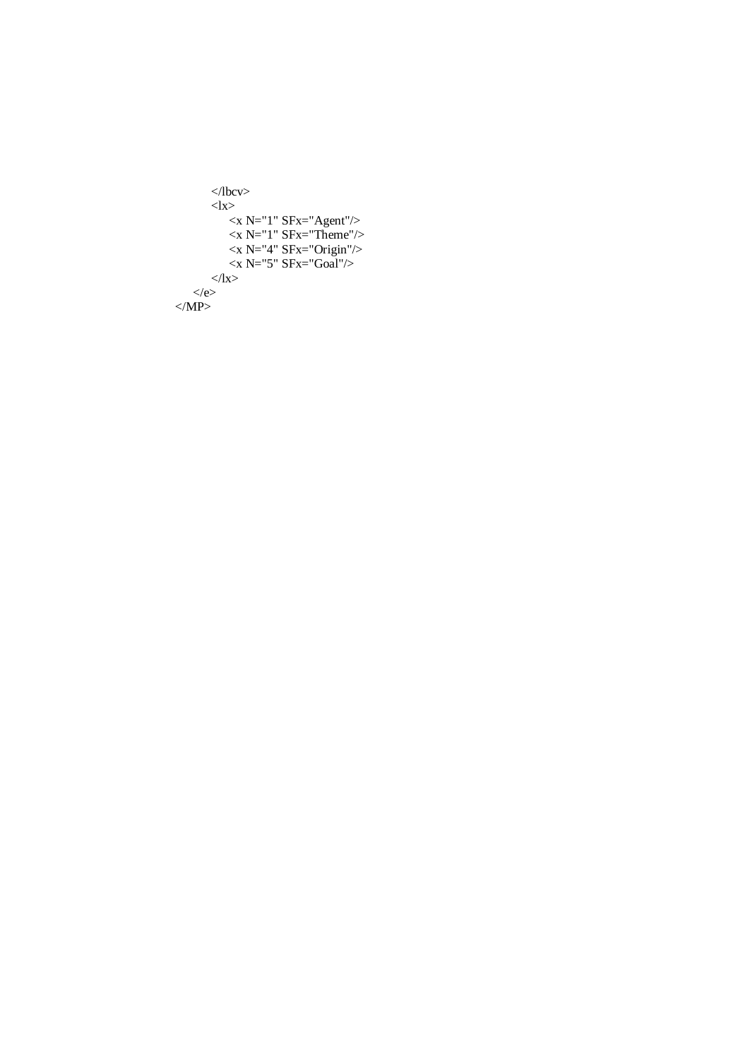```
        </lbcv>
        <lx>
            <x N="1" SFx="Agent"/>
            <x N="1" SFx="Theme"/>
            <x N="4" SFx="Origin"/>
            <x N="5" SFx="Goal"/>
        </lx>
    </e>
</MP>
```